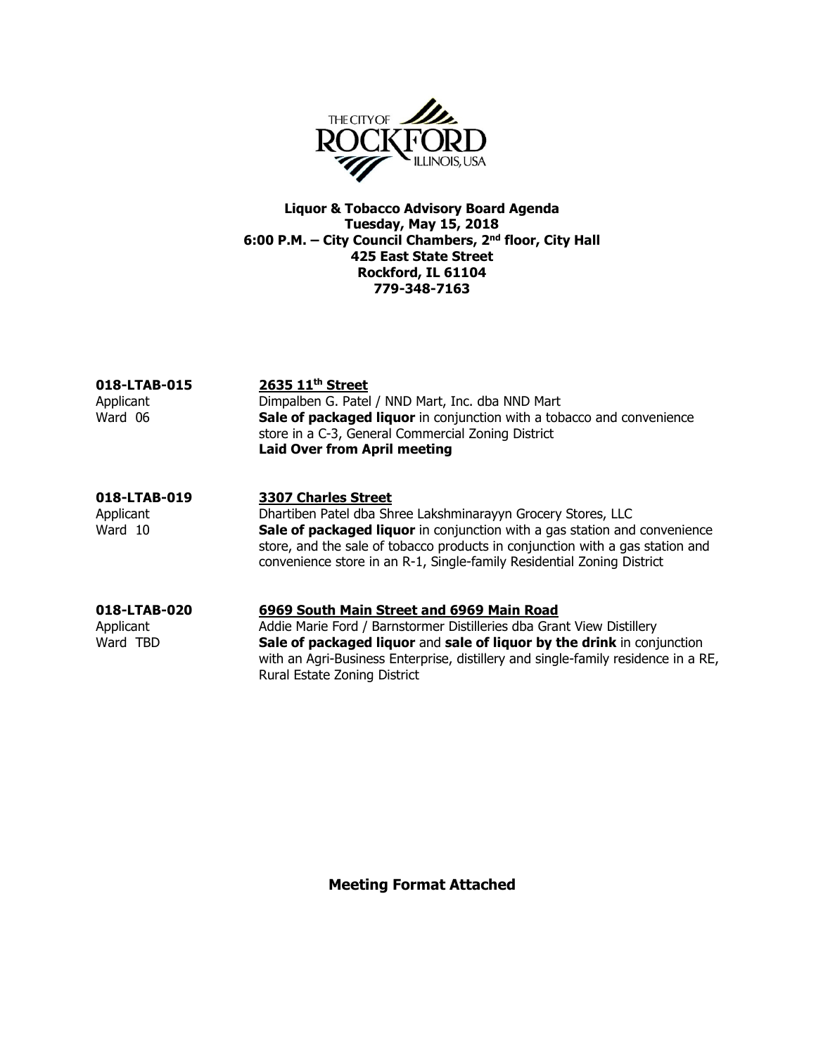**Liquor & Tobacco Advisory Board Agenda**
**Tuesday, May 15, 2018**
**6:00 P.M. – City Council Chambers, 2nd floor, City Hall**
**425 East State Street**
**Rockford, IL 61104**
**779-348-7163**

**018-LTAB-015** — **2635 11th Street**

Applicant: Dimpalben G. Patel / NND Mart, Inc. dba NND Mart

Ward 06: **Sale of packaged liquor** in conjunction with a tobacco and convenience store in a C-3, General Commercial Zoning District

**Laid Over from April meeting**

**018-LTAB-019** — **3307 Charles Street**

Applicant: Dhartiben Patel dba Shree Lakshminarayyn Grocery Stores, LLC

Ward 10: **Sale of packaged liquor** in conjunction with a gas station and convenience store, and the sale of tobacco products in conjunction with a gas station and convenience store in an R-1, Single-family Residential Zoning District

**018-LTAB-020** — **6969 South Main Street and 6969 Main Road**

Applicant: Addie Marie Ford / Barnstormer Distilleries dba Grant View Distillery

Ward TBD: **Sale of packaged liquor** and **sale of liquor by the drink** in conjunction with an Agri-Business Enterprise, distillery and single-family residence in a RE, Rural Estate Zoning District

**Meeting Format Attached**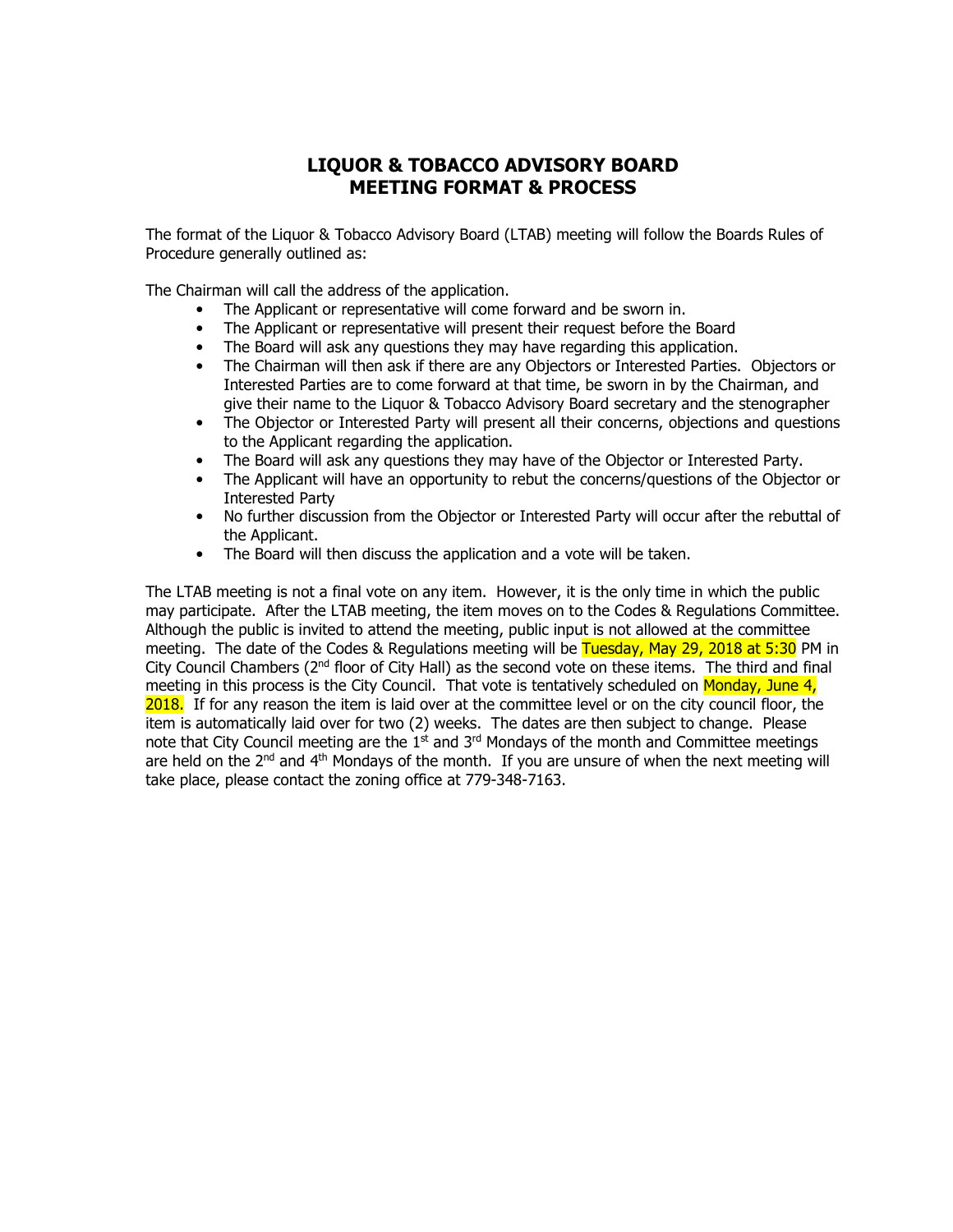# LIQUOR & TOBACCO ADVISORY BOARD MEETING FORMAT & PROCESS

The format of the Liquor & Tobacco Advisory Board (LTAB) meeting will follow the Boards Rules of Procedure generally outlined as:

The Chairman will call the address of the application.

- The Applicant or representative will come forward and be sworn in.
- The Applicant or representative will present their request before the Board
- The Board will ask any questions they may have regarding this application.
- The Chairman will then ask if there are any Objectors or Interested Parties. Objectors or Interested Parties are to come forward at that time, be sworn in by the Chairman, and give their name to the Liquor & Tobacco Advisory Board secretary and the stenographer
- The Objector or Interested Party will present all their concerns, objections and questions to the Applicant regarding the application.
- The Board will ask any questions they may have of the Objector or Interested Party.
- The Applicant will have an opportunity to rebut the concerns/questions of the Objector or Interested Party
- No further discussion from the Objector or Interested Party will occur after the rebuttal of the Applicant.
- The Board will then discuss the application and a vote will be taken.

The LTAB meeting is not a final vote on any item. However, it is the only time in which the public may participate. After the LTAB meeting, the item moves on to the Codes & Regulations Committee. Although the public is invited to attend the meeting, public input is not allowed at the committee meeting. The date of the Codes & Regulations meeting will be Tuesday, May 29, 2018 at 5:30 PM in City Council Chambers (2nd floor of City Hall) as the second vote on these items. The third and final meeting in this process is the City Council. That vote is tentatively scheduled on Monday, June 4, 2018. If for any reason the item is laid over at the committee level or on the city council floor, the item is automatically laid over for two (2) weeks. The dates are then subject to change. Please note that City Council meeting are the 1st and 3rd Mondays of the month and Committee meetings are held on the 2nd and 4th Mondays of the month. If you are unsure of when the next meeting will take place, please contact the zoning office at 779-348-7163.